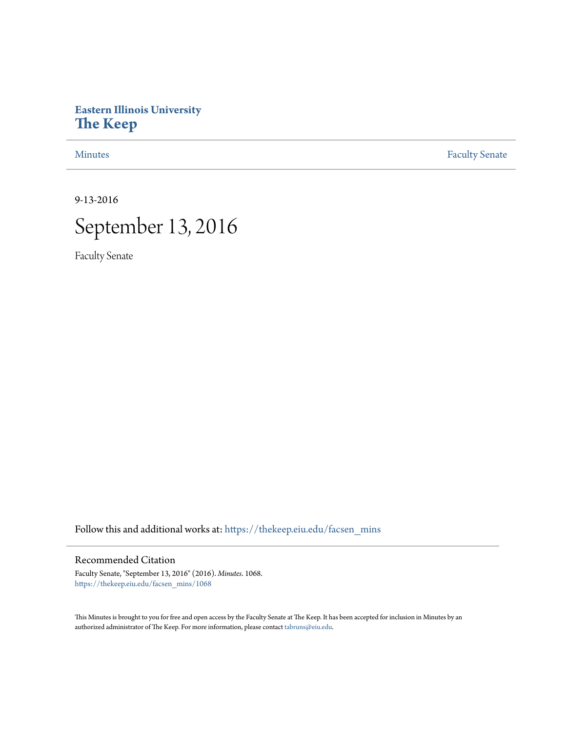# Eastern Illinois University
# The Keep

Minutes | Faculty Senate

9-13-2016

# September 13, 2016

Faculty Senate

Follow this and additional works at: https://thekeep.eiu.edu/facsen_mins

## Recommended Citation

Faculty Senate, "September 13, 2016" (2016). *Minutes*. 1068.
https://thekeep.eiu.edu/facsen_mins/1068

This Minutes is brought to you for free and open access by the Faculty Senate at The Keep. It has been accepted for inclusion in Minutes by an authorized administrator of The Keep. For more information, please contact tabruns@eiu.edu.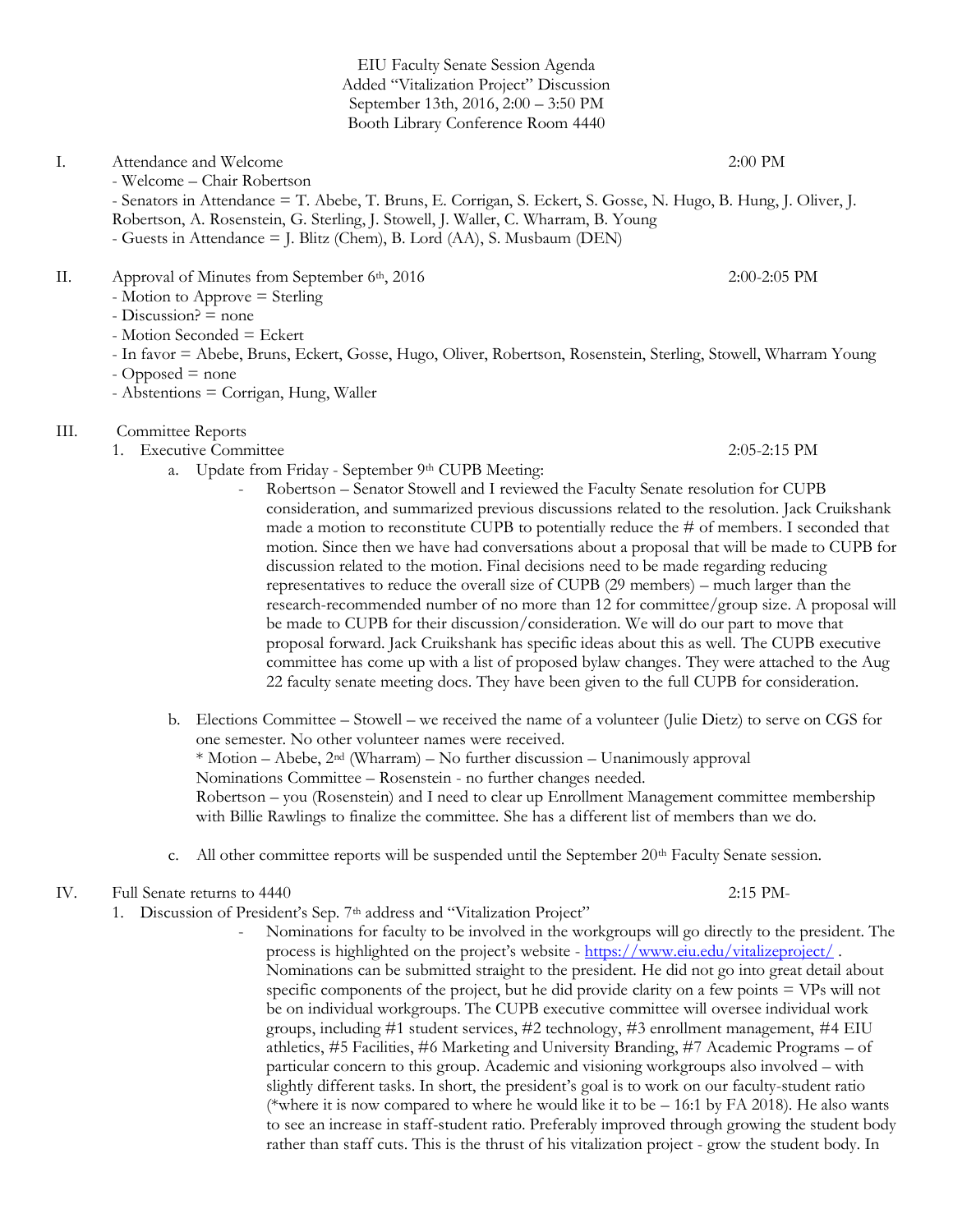EIU Faculty Senate Session Agenda
Added "Vitalization Project" Discussion
September 13th, 2016, 2:00 – 3:50 PM
Booth Library Conference Room 4440

I. Attendance and Welcome 2:00 PM
- Welcome – Chair Robertson
- Senators in Attendance = T. Abebe, T. Bruns, E. Corrigan, S. Eckert, S. Gosse, N. Hugo, B. Hung, J. Oliver, J. Robertson, A. Rosenstein, G. Sterling, J. Stowell, J. Waller, C. Wharram, B. Young
- Guests in Attendance = J. Blitz (Chem), B. Lord (AA), S. Musbaum (DEN)

II. Approval of Minutes from September 6th, 2016 2:00-2:05 PM
- Motion to Approve = Sterling
- Discussion? = none
- Motion Seconded = Eckert
- In favor = Abebe, Bruns, Eckert, Gosse, Hugo, Oliver, Robertson, Rosenstein, Sterling, Stowell, Wharram Young
- Opposed = none
- Abstentions = Corrigan, Hung, Waller

III. Committee Reports
1. Executive Committee 2:05-2:15 PM
   a. Update from Friday - September 9th CUPB Meeting:
      - Robertson – Senator Stowell and I reviewed the Faculty Senate resolution for CUPB consideration, and summarized previous discussions related to the resolution. Jack Cruikshank made a motion to reconstitute CUPB to potentially reduce the # of members. I seconded that motion. Since then we have had conversations about a proposal that will be made to CUPB for discussion related to the motion. Final decisions need to be made regarding reducing representatives to reduce the overall size of CUPB (29 members) – much larger than the research-recommended number of no more than 12 for committee/group size. A proposal will be made to CUPB for their discussion/consideration. We will do our part to move that proposal forward. Jack Cruikshank has specific ideas about this as well. The CUPB executive committee has come up with a list of proposed bylaw changes. They were attached to the Aug 22 faculty senate meeting docs. They have been given to the full CUPB for consideration.

   b. Elections Committee – Stowell – we received the name of a volunteer (Julie Dietz) to serve on CGS for one semester. No other volunteer names were received.
      * Motion – Abebe, 2nd (Wharram) – No further discussion – Unanimously approval
      Nominations Committee – Rosenstein - no further changes needed.
      Robertson – you (Rosenstein) and I need to clear up Enrollment Management committee membership with Billie Rawlings to finalize the committee. She has a different list of members than we do.

   c. All other committee reports will be suspended until the September 20th Faculty Senate session.

IV. Full Senate returns to 4440 2:15 PM-
1. Discussion of President's Sep. 7th address and "Vitalization Project"
   - Nominations for faculty to be involved in the workgroups will go directly to the president. The process is highlighted on the project's website - https://www.eiu.edu/vitalizeproject/ . Nominations can be submitted straight to the president. He did not go into great detail about specific components of the project, but he did provide clarity on a few points = VPs will not be on individual workgroups. The CUPB executive committee will oversee individual work groups, including #1 student services, #2 technology, #3 enrollment management, #4 EIU athletics, #5 Facilities, #6 Marketing and University Branding, #7 Academic Programs – of particular concern to this group. Academic and visioning workgroups also involved – with slightly different tasks. In short, the president's goal is to work on our faculty-student ratio (*where it is now compared to where he would like it to be – 16:1 by FA 2018). He also wants to see an increase in staff-student ratio. Preferably improved through growing the student body rather than staff cuts. This is the thrust of his vitalization project - grow the student body. In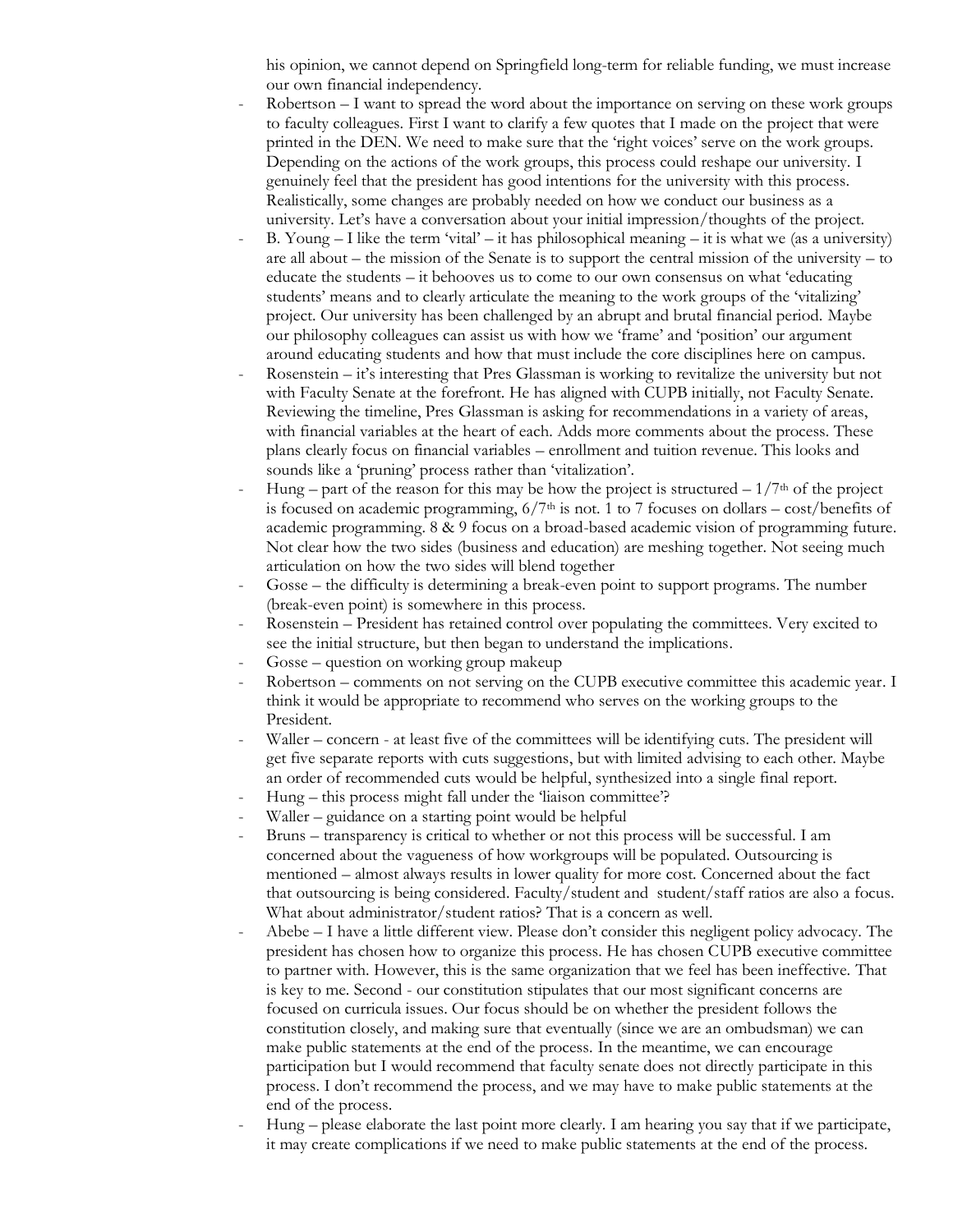his opinion, we cannot depend on Springfield long-term for reliable funding, we must increase our own financial independency.

- Robertson – I want to spread the word about the importance on serving on these work groups to faculty colleagues. First I want to clarify a few quotes that I made on the project that were printed in the DEN. We need to make sure that the 'right voices' serve on the work groups. Depending on the actions of the work groups, this process could reshape our university. I genuinely feel that the president has good intentions for the university with this process. Realistically, some changes are probably needed on how we conduct our business as a university. Let's have a conversation about your initial impression/thoughts of the project.
- B. Young – I like the term 'vital' – it has philosophical meaning – it is what we (as a university) are all about – the mission of the Senate is to support the central mission of the university – to educate the students – it behooves us to come to our own consensus on what 'educating students' means and to clearly articulate the meaning to the work groups of the 'vitalizing' project. Our university has been challenged by an abrupt and brutal financial period. Maybe our philosophy colleagues can assist us with how we 'frame' and 'position' our argument around educating students and how that must include the core disciplines here on campus.
- Rosenstein – it's interesting that Pres Glassman is working to revitalize the university but not with Faculty Senate at the forefront. He has aligned with CUPB initially, not Faculty Senate. Reviewing the timeline, Pres Glassman is asking for recommendations in a variety of areas, with financial variables at the heart of each. Adds more comments about the process. These plans clearly focus on financial variables – enrollment and tuition revenue. This looks and sounds like a 'pruning' process rather than 'vitalization'.
- Hung – part of the reason for this may be how the project is structured – 1/7th of the project is focused on academic programming, 6/7th is not. 1 to 7 focuses on dollars – cost/benefits of academic programming. 8 & 9 focus on a broad-based academic vision of programming future. Not clear how the two sides (business and education) are meshing together. Not seeing much articulation on how the two sides will blend together
- Gosse – the difficulty is determining a break-even point to support programs. The number (break-even point) is somewhere in this process.
- Rosenstein – President has retained control over populating the committees. Very excited to see the initial structure, but then began to understand the implications.
- Gosse – question on working group makeup
- Robertson – comments on not serving on the CUPB executive committee this academic year. I think it would be appropriate to recommend who serves on the working groups to the President.
- Waller – concern - at least five of the committees will be identifying cuts. The president will get five separate reports with cuts suggestions, but with limited advising to each other. Maybe an order of recommended cuts would be helpful, synthesized into a single final report.
- Hung – this process might fall under the 'liaison committee'?
- Waller – guidance on a starting point would be helpful
- Bruns – transparency is critical to whether or not this process will be successful. I am concerned about the vagueness of how workgroups will be populated. Outsourcing is mentioned – almost always results in lower quality for more cost. Concerned about the fact that outsourcing is being considered. Faculty/student and student/staff ratios are also a focus. What about administrator/student ratios? That is a concern as well.
- Abebe – I have a little different view. Please don't consider this negligent policy advocacy. The president has chosen how to organize this process. He has chosen CUPB executive committee to partner with. However, this is the same organization that we feel has been ineffective. That is key to me. Second - our constitution stipulates that our most significant concerns are focused on curricula issues. Our focus should be on whether the president follows the constitution closely, and making sure that eventually (since we are an ombudsman) we can make public statements at the end of the process. In the meantime, we can encourage participation but I would recommend that faculty senate does not directly participate in this process. I don't recommend the process, and we may have to make public statements at the end of the process.
- Hung – please elaborate the last point more clearly. I am hearing you say that if we participate, it may create complications if we need to make public statements at the end of the process.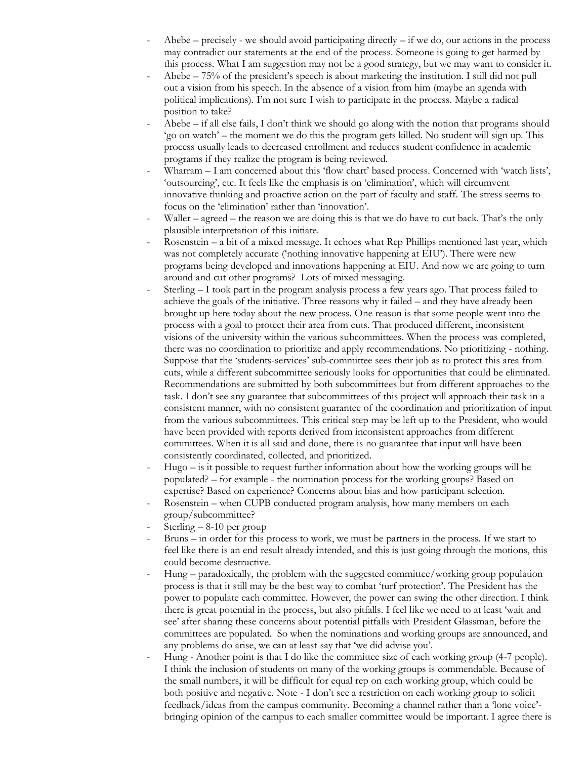- Abebe – precisely - we should avoid participating directly – if we do, our actions in the process may contradict our statements at the end of the process. Someone is going to get harmed by this process. What I am suggestion may not be a good strategy, but we may want to consider it.
- Abebe – 75% of the president's speech is about marketing the institution. I still did not pull out a vision from his speech. In the absence of a vision from him (maybe an agenda with political implications). I'm not sure I wish to participate in the process. Maybe a radical position to take?
- Abebe – if all else fails, I don't think we should go along with the notion that programs should 'go on watch' – the moment we do this the program gets killed. No student will sign up. This process usually leads to decreased enrollment and reduces student confidence in academic programs if they realize the program is being reviewed.
- Wharram – I am concerned about this 'flow chart' based process. Concerned with 'watch lists', 'outsourcing', etc. It feels like the emphasis is on 'elimination', which will circumvent innovative thinking and proactive action on the part of faculty and staff. The stress seems to focus on the 'elimination' rather than 'innovation'.
- Waller – agreed – the reason we are doing this is that we do have to cut back. That's the only plausible interpretation of this initiate.
- Rosenstein – a bit of a mixed message. It echoes what Rep Phillips mentioned last year, which was not completely accurate ('nothing innovative happening at EIU'). There were new programs being developed and innovations happening at EIU. And now we are going to turn around and cut other programs? Lots of mixed messaging.
- Sterling – I took part in the program analysis process a few years ago. That process failed to achieve the goals of the initiative. Three reasons why it failed – and they have already been brought up here today about the new process. One reason is that some people went into the process with a goal to protect their area from cuts. That produced different, inconsistent visions of the university within the various subcommittees. When the process was completed, there was no coordination to prioritize and apply recommendations. No prioritizing - nothing. Suppose that the 'students-services' sub-committee sees their job as to protect this area from cuts, while a different subcommittee seriously looks for opportunities that could be eliminated. Recommendations are submitted by both subcommittees but from different approaches to the task. I don't see any guarantee that subcommittees of this project will approach their task in a consistent manner, with no consistent guarantee of the coordination and prioritization of input from the various subcommittees. This critical step may be left up to the President, who would have been provided with reports derived from inconsistent approaches from different committees. When it is all said and done, there is no guarantee that input will have been consistently coordinated, collected, and prioritized.
- Hugo – is it possible to request further information about how the working groups will be populated? – for example - the nomination process for the working groups? Based on expertise? Based on experience? Concerns about bias and how participant selection.
- Rosenstein – when CUPB conducted program analysis, how many members on each group/subcommittee?
- Sterling – 8-10 per group
- Bruns – in order for this process to work, we must be partners in the process. If we start to feel like there is an end result already intended, and this is just going through the motions, this could become destructive.
- Hung – paradoxically, the problem with the suggested committee/working group population process is that it still may be the best way to combat 'turf protection'. The President has the power to populate each committee. However, the power can swing the other direction. I think there is great potential in the process, but also pitfalls. I feel like we need to at least 'wait and see' after sharing these concerns about potential pitfalls with President Glassman, before the committees are populated. So when the nominations and working groups are announced, and any problems do arise, we can at least say that 'we did advise you'.
- Hung - Another point is that I do like the committee size of each working group (4-7 people). I think the inclusion of students on many of the working groups is commendable. Because of the small numbers, it will be difficult for equal rep on each working group, which could be both positive and negative. Note - I don't see a restriction on each working group to solicit feedback/ideas from the campus community. Becoming a channel rather than a 'lone voice'- bringing opinion of the campus to each smaller committee would be important. I agree there is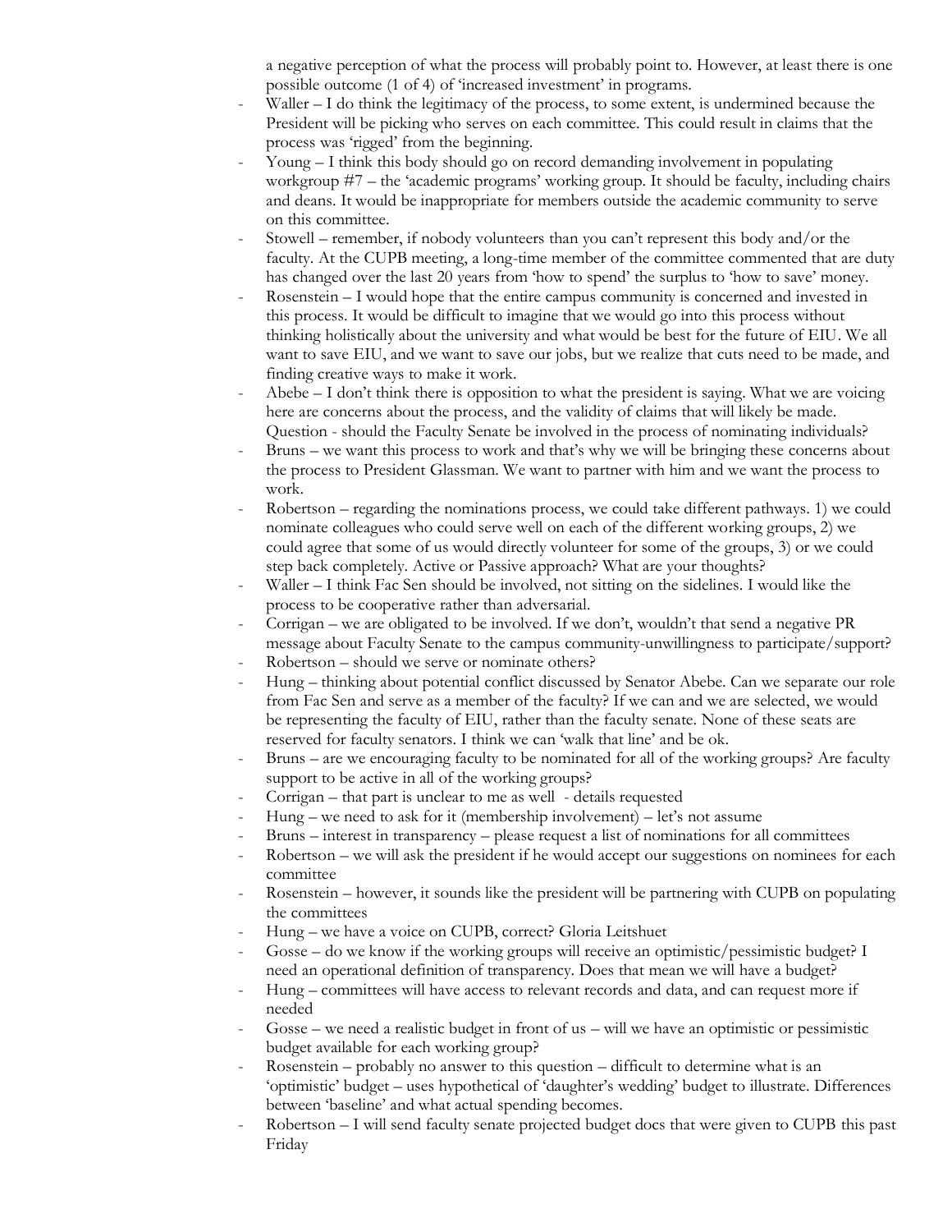a negative perception of what the process will probably point to. However, at least there is one possible outcome (1 of 4) of 'increased investment' in programs.

- Waller – I do think the legitimacy of the process, to some extent, is undermined because the President will be picking who serves on each committee. This could result in claims that the process was 'rigged' from the beginning.
- Young – I think this body should go on record demanding involvement in populating workgroup #7 – the 'academic programs' working group. It should be faculty, including chairs and deans. It would be inappropriate for members outside the academic community to serve on this committee.
- Stowell – remember, if nobody volunteers than you can't represent this body and/or the faculty. At the CUPB meeting, a long-time member of the committee commented that are duty has changed over the last 20 years from 'how to spend' the surplus to 'how to save' money.
- Rosenstein – I would hope that the entire campus community is concerned and invested in this process. It would be difficult to imagine that we would go into this process without thinking holistically about the university and what would be best for the future of EIU. We all want to save EIU, and we want to save our jobs, but we realize that cuts need to be made, and finding creative ways to make it work.
- Abebe – I don't think there is opposition to what the president is saying. What we are voicing here are concerns about the process, and the validity of claims that will likely be made. Question - should the Faculty Senate be involved in the process of nominating individuals?
- Bruns – we want this process to work and that's why we will be bringing these concerns about the process to President Glassman. We want to partner with him and we want the process to work.
- Robertson – regarding the nominations process, we could take different pathways. 1) we could nominate colleagues who could serve well on each of the different working groups, 2) we could agree that some of us would directly volunteer for some of the groups, 3) or we could step back completely. Active or Passive approach? What are your thoughts?
- Waller – I think Fac Sen should be involved, not sitting on the sidelines. I would like the process to be cooperative rather than adversarial.
- Corrigan – we are obligated to be involved. If we don't, wouldn't that send a negative PR message about Faculty Senate to the campus community-unwillingness to participate/support?
- Robertson – should we serve or nominate others?
- Hung – thinking about potential conflict discussed by Senator Abebe. Can we separate our role from Fac Sen and serve as a member of the faculty? If we can and we are selected, we would be representing the faculty of EIU, rather than the faculty senate. None of these seats are reserved for faculty senators. I think we can 'walk that line' and be ok.
- Bruns – are we encouraging faculty to be nominated for all of the working groups? Are faculty support to be active in all of the working groups?
- Corrigan – that part is unclear to me as well - details requested
- Hung – we need to ask for it (membership involvement) – let's not assume
- Bruns – interest in transparency – please request a list of nominations for all committees
- Robertson – we will ask the president if he would accept our suggestions on nominees for each committee
- Rosenstein – however, it sounds like the president will be partnering with CUPB on populating the committees
- Hung – we have a voice on CUPB, correct? Gloria Leitshuet
- Gosse – do we know if the working groups will receive an optimistic/pessimistic budget? I need an operational definition of transparency. Does that mean we will have a budget?
- Hung – committees will have access to relevant records and data, and can request more if needed
- Gosse – we need a realistic budget in front of us – will we have an optimistic or pessimistic budget available for each working group?
- Rosenstein – probably no answer to this question – difficult to determine what is an 'optimistic' budget – uses hypothetical of 'daughter's wedding' budget to illustrate. Differences between 'baseline' and what actual spending becomes.
- Robertson – I will send faculty senate projected budget docs that were given to CUPB this past Friday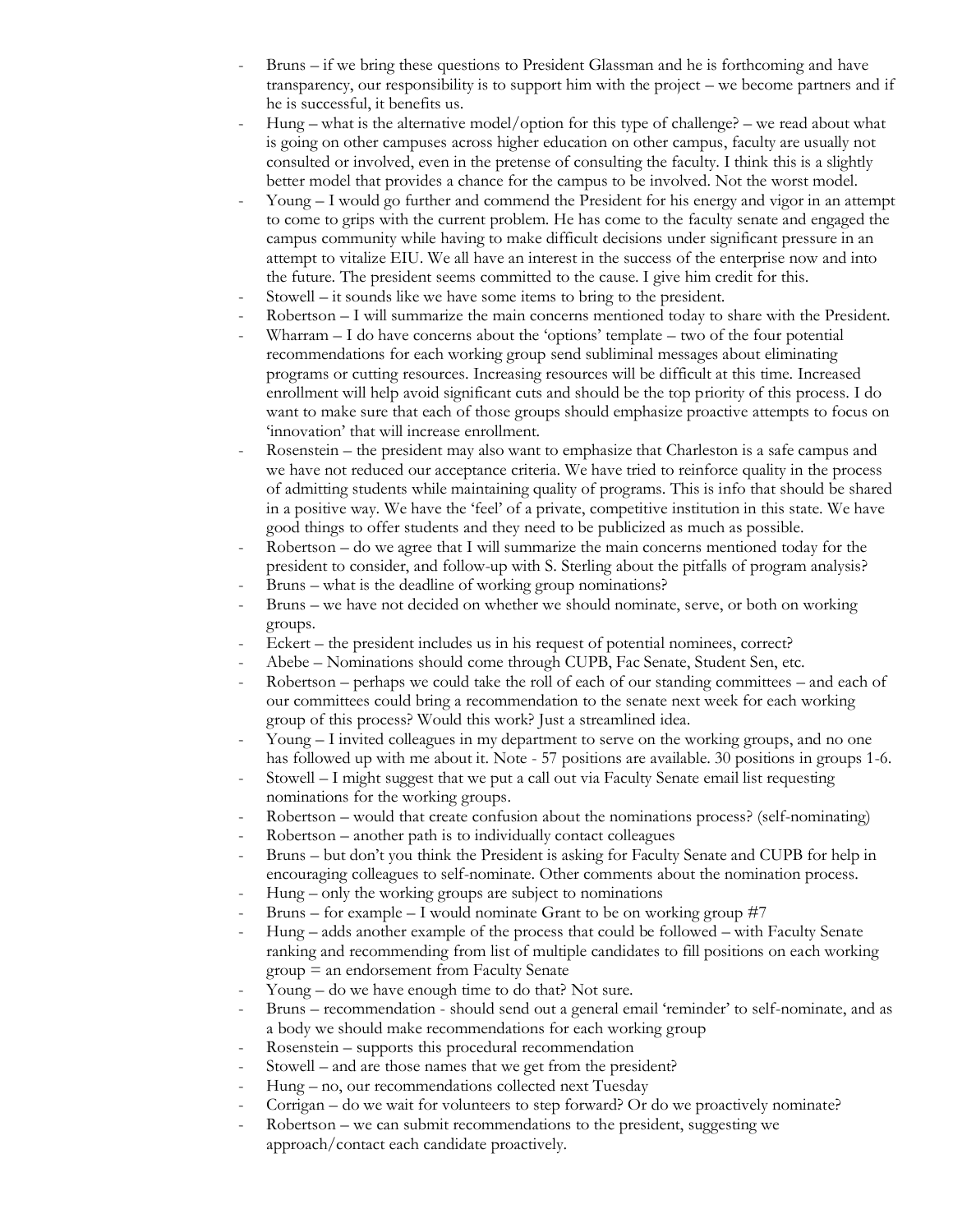- Bruns – if we bring these questions to President Glassman and he is forthcoming and have transparency, our responsibility is to support him with the project – we become partners and if he is successful, it benefits us.
- Hung – what is the alternative model/option for this type of challenge? – we read about what is going on other campuses across higher education on other campus, faculty are usually not consulted or involved, even in the pretense of consulting the faculty. I think this is a slightly better model that provides a chance for the campus to be involved. Not the worst model.
- Young – I would go further and commend the President for his energy and vigor in an attempt to come to grips with the current problem. He has come to the faculty senate and engaged the campus community while having to make difficult decisions under significant pressure in an attempt to vitalize EIU. We all have an interest in the success of the enterprise now and into the future. The president seems committed to the cause. I give him credit for this.
- Stowell – it sounds like we have some items to bring to the president.
- Robertson – I will summarize the main concerns mentioned today to share with the President.
- Wharram – I do have concerns about the 'options' template – two of the four potential recommendations for each working group send subliminal messages about eliminating programs or cutting resources. Increasing resources will be difficult at this time. Increased enrollment will help avoid significant cuts and should be the top priority of this process. I do want to make sure that each of those groups should emphasize proactive attempts to focus on 'innovation' that will increase enrollment.
- Rosenstein – the president may also want to emphasize that Charleston is a safe campus and we have not reduced our acceptance criteria. We have tried to reinforce quality in the process of admitting students while maintaining quality of programs. This is info that should be shared in a positive way. We have the 'feel' of a private, competitive institution in this state. We have good things to offer students and they need to be publicized as much as possible.
- Robertson – do we agree that I will summarize the main concerns mentioned today for the president to consider, and follow-up with S. Sterling about the pitfalls of program analysis?
- Bruns – what is the deadline of working group nominations?
- Bruns – we have not decided on whether we should nominate, serve, or both on working groups.
- Eckert – the president includes us in his request of potential nominees, correct?
- Abebe – Nominations should come through CUPB, Fac Senate, Student Sen, etc.
- Robertson – perhaps we could take the roll of each of our standing committees – and each of our committees could bring a recommendation to the senate next week for each working group of this process? Would this work? Just a streamlined idea.
- Young – I invited colleagues in my department to serve on the working groups, and no one has followed up with me about it. Note - 57 positions are available. 30 positions in groups 1-6.
- Stowell – I might suggest that we put a call out via Faculty Senate email list requesting nominations for the working groups.
- Robertson – would that create confusion about the nominations process? (self-nominating)
- Robertson – another path is to individually contact colleagues
- Bruns – but don't you think the President is asking for Faculty Senate and CUPB for help in encouraging colleagues to self-nominate. Other comments about the nomination process.
- Hung – only the working groups are subject to nominations
- Bruns – for example – I would nominate Grant to be on working group #7
- Hung – adds another example of the process that could be followed – with Faculty Senate ranking and recommending from list of multiple candidates to fill positions on each working group = an endorsement from Faculty Senate
- Young – do we have enough time to do that? Not sure.
- Bruns – recommendation - should send out a general email 'reminder' to self-nominate, and as a body we should make recommendations for each working group
- Rosenstein – supports this procedural recommendation
- Stowell – and are those names that we get from the president?
- Hung – no, our recommendations collected next Tuesday
- Corrigan – do we wait for volunteers to step forward? Or do we proactively nominate?
- Robertson – we can submit recommendations to the president, suggesting we approach/contact each candidate proactively.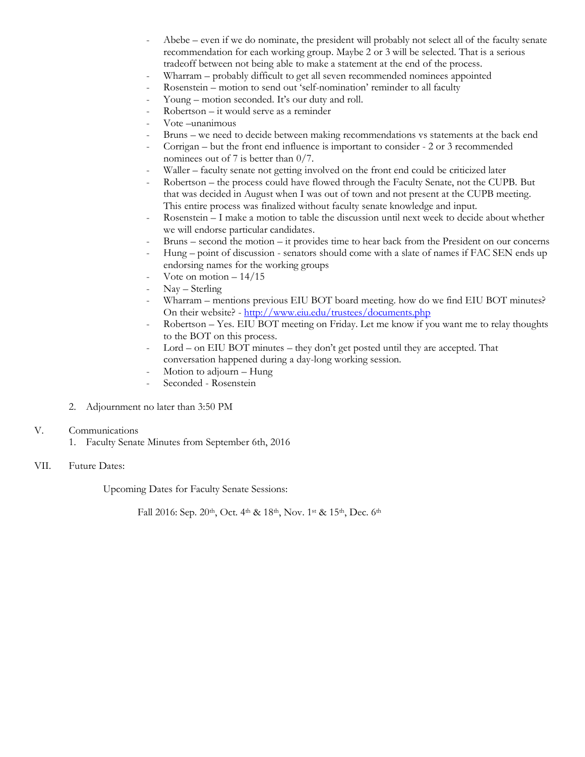- Abebe – even if we do nominate, the president will probably not select all of the faculty senate recommendation for each working group. Maybe 2 or 3 will be selected. That is a serious tradeoff between not being able to make a statement at the end of the process.
- Wharram – probably difficult to get all seven recommended nominees appointed
- Rosenstein – motion to send out 'self-nomination' reminder to all faculty
- Young – motion seconded. It's our duty and roll.
- Robertson – it would serve as a reminder
- Vote –unanimous
- Bruns – we need to decide between making recommendations vs statements at the back end
- Corrigan – but the front end influence is important to consider - 2 or 3 recommended nominees out of 7 is better than 0/7.
- Waller – faculty senate not getting involved on the front end could be criticized later
- Robertson – the process could have flowed through the Faculty Senate, not the CUPB. But that was decided in August when I was out of town and not present at the CUPB meeting. This entire process was finalized without faculty senate knowledge and input.
- Rosenstein – I make a motion to table the discussion until next week to decide about whether we will endorse particular candidates.
- Bruns – second the motion – it provides time to hear back from the President on our concerns
- Hung – point of discussion - senators should come with a slate of names if FAC SEN ends up endorsing names for the working groups
- Vote on motion – 14/15
- Nay – Sterling
- Wharram – mentions previous EIU BOT board meeting. how do we find EIU BOT minutes? On their website? - http://www.eiu.edu/trustees/documents.php
- Robertson – Yes. EIU BOT meeting on Friday. Let me know if you want me to relay thoughts to the BOT on this process.
- Lord – on EIU BOT minutes – they don't get posted until they are accepted. That conversation happened during a day-long working session.
- Motion to adjourn – Hung
- Seconded - Rosenstein

2. Adjournment no later than 3:50 PM

V. Communications

1. Faculty Senate Minutes from September 6th, 2016

VII. Future Dates:

Upcoming Dates for Faculty Senate Sessions:

Fall 2016: Sep. 20th, Oct. 4th & 18th, Nov. 1st & 15th, Dec. 6th